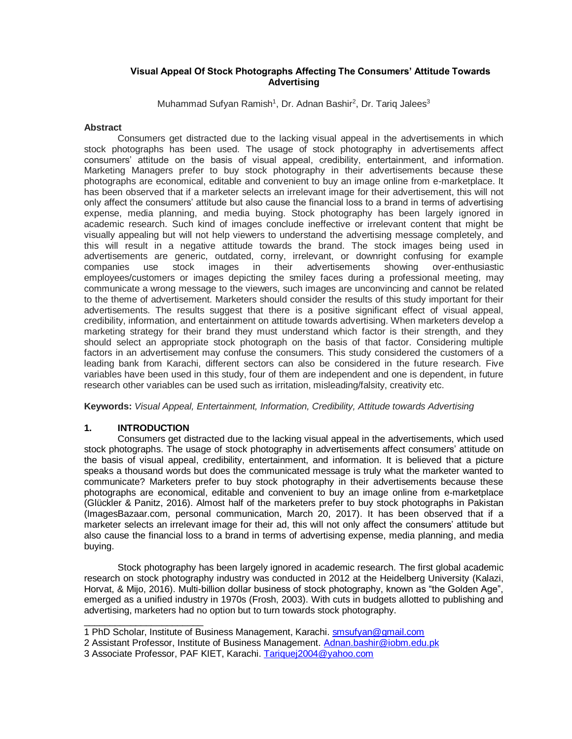# Visual Appeal Of Stock Photographs Affecting The Consumers' Attitude Towards Advertising

Muhammad Sufyan Ramish[1], Dr. Adnan Bashir[2], Dr. Tariq Jalees[3]

## Abstract

Consumers get distracted due to the lacking visual appeal in the advertisements in which stock photographs has been used. The usage of stock photography in advertisements affect consumers' attitude on the basis of visual appeal, credibility, entertainment, and information. Marketing Managers prefer to buy stock photography in their advertisements because these photographs are economical, editable and convenient to buy an image online from e-marketplace. It has been observed that if a marketer selects an irrelevant image for their advertisement, this will not only affect the consumers' attitude but also cause the financial loss to a brand in terms of advertising expense, media planning, and media buying. Stock photography has been largely ignored in academic research. Such kind of images conclude ineffective or irrelevant content that might be visually appealing but will not help viewers to understand the advertising message completely, and this will result in a negative attitude towards the brand. The stock images being used in advertisements are generic, outdated, corny, irrelevant, or downright confusing for example companies use stock images in their advertisements showing over-enthusiastic employees/customers or images depicting the smiley faces during a professional meeting, may communicate a wrong message to the viewers, such images are unconvincing and cannot be related to the theme of advertisement. Marketers should consider the results of this study important for their advertisements. The results suggest that there is a positive significant effect of visual appeal, credibility, information, and entertainment on attitude towards advertising. When marketers develop a marketing strategy for their brand they must understand which factor is their strength, and they should select an appropriate stock photograph on the basis of that factor. Considering multiple factors in an advertisement may confuse the consumers. This study considered the customers of a leading bank from Karachi, different sectors can also be considered in the future research. Five variables have been used in this study, four of them are independent and one is dependent, in future research other variables can be used such as irritation, misleading/falsity, creativity etc.

**Keywords:** *Visual Appeal, Entertainment, Information, Credibility, Attitude towards Advertising*

## 1. INTRODUCTION

Consumers get distracted due to the lacking visual appeal in the advertisements, which used stock photographs. The usage of stock photography in advertisements affect consumers' attitude on the basis of visual appeal, credibility, entertainment, and information. It is believed that a picture speaks a thousand words but does the communicated message is truly what the marketer wanted to communicate? Marketers prefer to buy stock photography in their advertisements because these photographs are economical, editable and convenient to buy an image online from e-marketplace (Glückler & Panitz, 2016). Almost half of the marketers prefer to buy stock photographs in Pakistan (ImagesBazaar.com, personal communication, March 20, 2017). It has been observed that if a marketer selects an irrelevant image for their ad, this will not only affect the consumers' attitude but also cause the financial loss to a brand in terms of advertising expense, media planning, and media buying.

Stock photography has been largely ignored in academic research. The first global academic research on stock photography industry was conducted in 2012 at the Heidelberg University (Kalazi, Horvat, & Mijo, 2016). Multi-billion dollar business of stock photography, known as "the Golden Age", emerged as a unified industry in 1970s (Frosh, 2003). With cuts in budgets allotted to publishing and advertising, marketers had no option but to turn towards stock photography.

---

1 PhD Scholar, Institute of Business Management, Karachi. smsufyan@gmail.com

2 Assistant Professor, Institute of Business Management. Adnan.bashir@iobm.edu.pk

3 Associate Professor, PAF KIET, Karachi. Tariquej2004@yahoo.com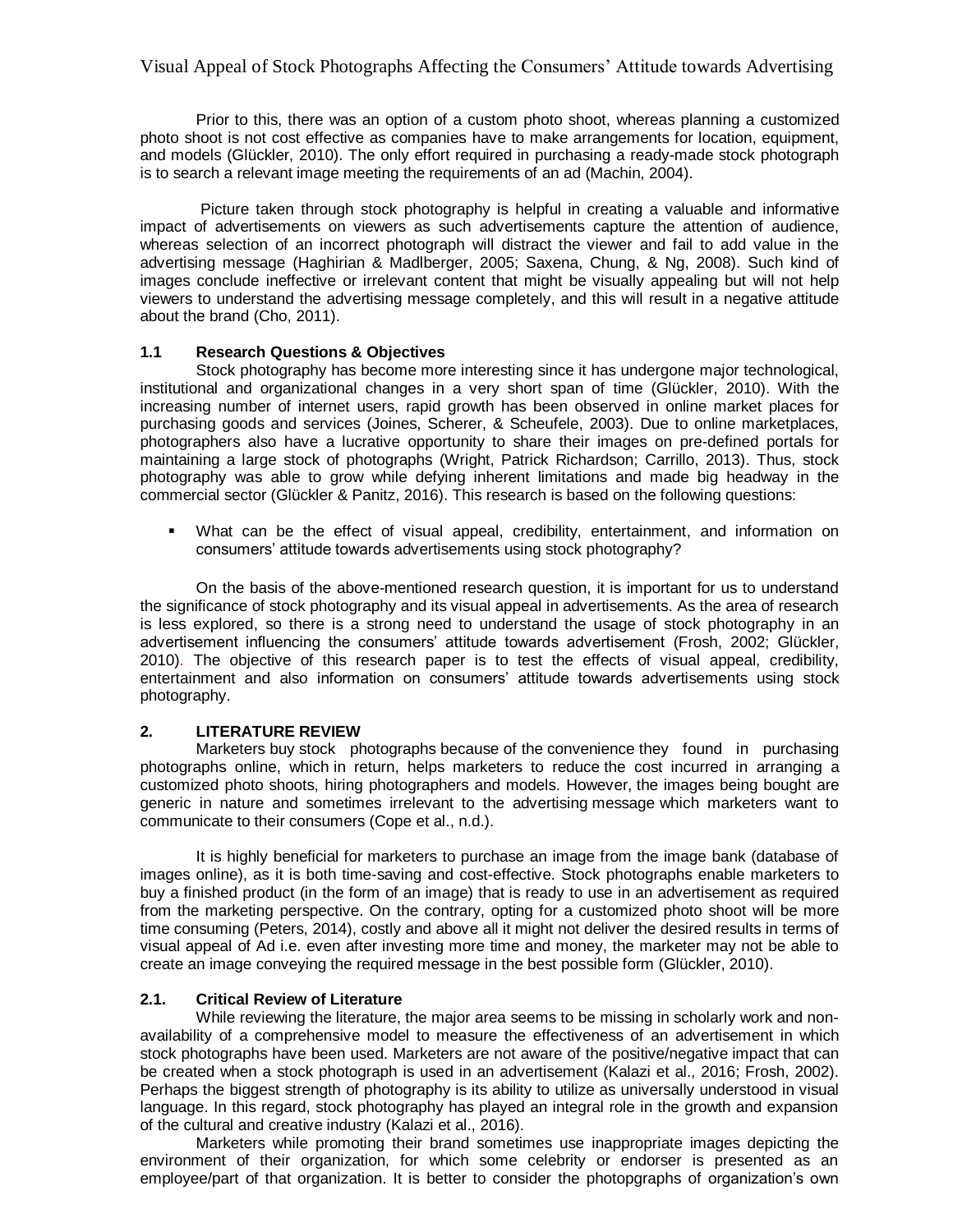Prior to this, there was an option of a custom photo shoot, whereas planning a customized photo shoot is not cost effective as companies have to make arrangements for location, equipment, and models (Glückler, 2010). The only effort required in purchasing a ready-made stock photograph is to search a relevant image meeting the requirements of an ad (Machin, 2004).

Picture taken through stock photography is helpful in creating a valuable and informative impact of advertisements on viewers as such advertisements capture the attention of audience, whereas selection of an incorrect photograph will distract the viewer and fail to add value in the advertising message (Haghirian & Madlberger, 2005; Saxena, Chung, & Ng, 2008). Such kind of images conclude ineffective or irrelevant content that might be visually appealing but will not help viewers to understand the advertising message completely, and this will result in a negative attitude about the brand (Cho, 2011).

### 1.1 Research Questions & Objectives

Stock photography has become more interesting since it has undergone major technological, institutional and organizational changes in a very short span of time (Glückler, 2010). With the increasing number of internet users, rapid growth has been observed in online market places for purchasing goods and services (Joines, Scherer, & Scheufele, 2003). Due to online marketplaces, photographers also have a lucrative opportunity to share their images on pre-defined portals for maintaining a large stock of photographs (Wright, Patrick Richardson; Carrillo, 2013). Thus, stock photography was able to grow while defying inherent limitations and made big headway in the commercial sector (Glückler & Panitz, 2016). This research is based on the following questions:

- What can be the effect of visual appeal, credibility, entertainment, and information on consumers' attitude towards advertisements using stock photography?

On the basis of the above-mentioned research question, it is important for us to understand the significance of stock photography and its visual appeal in advertisements. As the area of research is less explored, so there is a strong need to understand the usage of stock photography in an advertisement influencing the consumers' attitude towards advertisement (Frosh, 2002; Glückler, 2010). The objective of this research paper is to test the effects of visual appeal, credibility, entertainment and also information on consumers' attitude towards advertisements using stock photography.

## 2. LITERATURE REVIEW

Marketers buy stock photographs because of the convenience they found in purchasing photographs online, which in return, helps marketers to reduce the cost incurred in arranging a customized photo shoots, hiring photographers and models. However, the images being bought are generic in nature and sometimes irrelevant to the advertising message which marketers want to communicate to their consumers (Cope et al., n.d.).

It is highly beneficial for marketers to purchase an image from the image bank (database of images online), as it is both time-saving and cost-effective. Stock photographs enable marketers to buy a finished product (in the form of an image) that is ready to use in an advertisement as required from the marketing perspective. On the contrary, opting for a customized photo shoot will be more time consuming (Peters, 2014), costly and above all it might not deliver the desired results in terms of visual appeal of Ad i.e. even after investing more time and money, the marketer may not be able to create an image conveying the required message in the best possible form (Glückler, 2010).

### 2.1. Critical Review of Literature

While reviewing the literature, the major area seems to be missing in scholarly work and non-availability of a comprehensive model to measure the effectiveness of an advertisement in which stock photographs have been used. Marketers are not aware of the positive/negative impact that can be created when a stock photograph is used in an advertisement (Kalazi et al., 2016; Frosh, 2002). Perhaps the biggest strength of photography is its ability to utilize as universally understood in visual language. In this regard, stock photography has played an integral role in the growth and expansion of the cultural and creative industry (Kalazi et al., 2016).

Marketers while promoting their brand sometimes use inappropriate images depicting the environment of their organization, for which some celebrity or endorser is presented as an employee/part of that organization. It is better to consider the photopgraphs of organization's own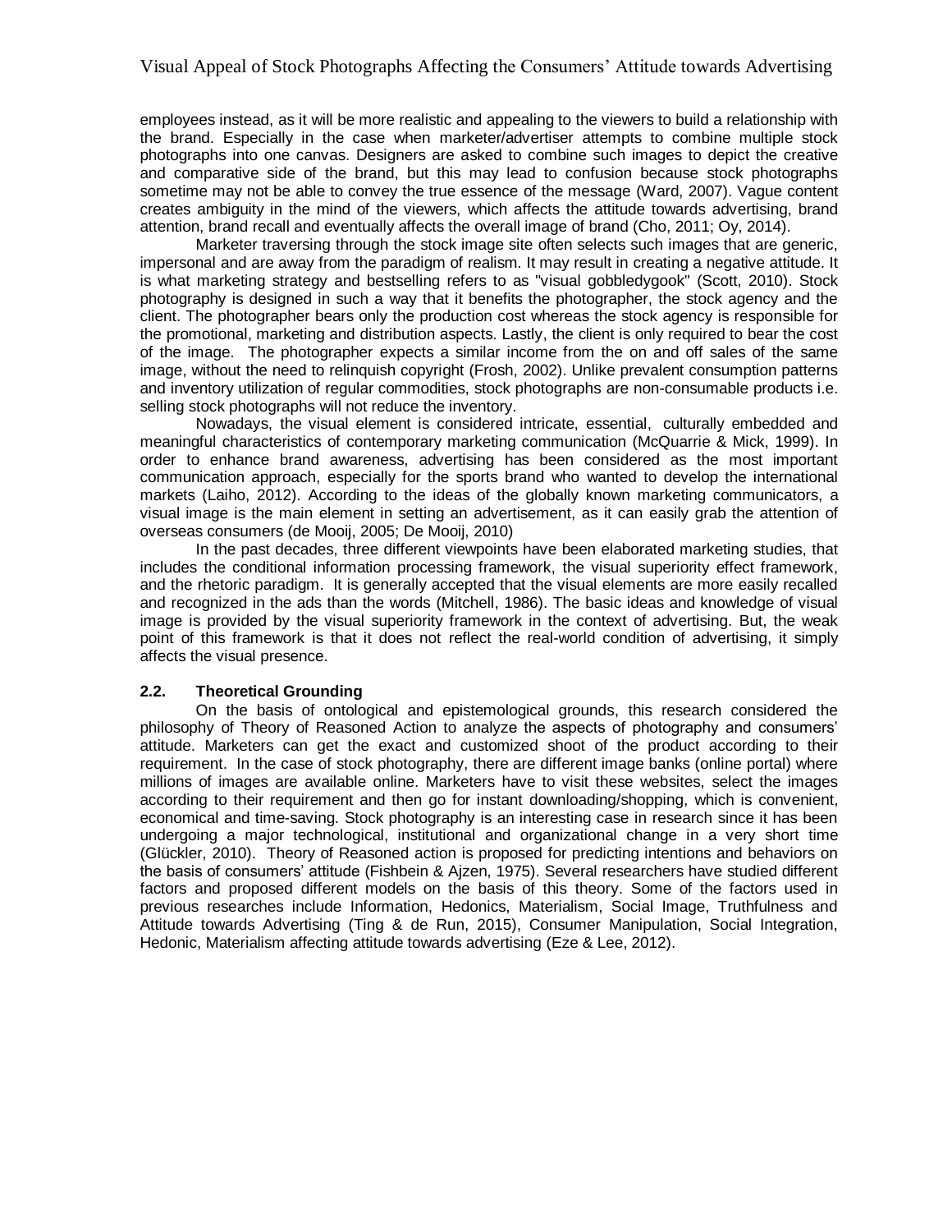employees instead, as it will be more realistic and appealing to the viewers to build a relationship with the brand. Especially in the case when marketer/advertiser attempts to combine multiple stock photographs into one canvas. Designers are asked to combine such images to depict the creative and comparative side of the brand, but this may lead to confusion because stock photographs sometime may not be able to convey the true essence of the message (Ward, 2007). Vague content creates ambiguity in the mind of the viewers, which affects the attitude towards advertising, brand attention, brand recall and eventually affects the overall image of brand (Cho, 2011; Oy, 2014).

Marketer traversing through the stock image site often selects such images that are generic, impersonal and are away from the paradigm of realism. It may result in creating a negative attitude. It is what marketing strategy and bestselling refers to as "visual gobbledygook" (Scott, 2010). Stock photography is designed in such a way that it benefits the photographer, the stock agency and the client. The photographer bears only the production cost whereas the stock agency is responsible for the promotional, marketing and distribution aspects. Lastly, the client is only required to bear the cost of the image. The photographer expects a similar income from the on and off sales of the same image, without the need to relinquish copyright (Frosh, 2002). Unlike prevalent consumption patterns and inventory utilization of regular commodities, stock photographs are non-consumable products i.e. selling stock photographs will not reduce the inventory.

Nowadays, the visual element is considered intricate, essential, culturally embedded and meaningful characteristics of contemporary marketing communication (McQuarrie & Mick, 1999). In order to enhance brand awareness, advertising has been considered as the most important communication approach, especially for the sports brand who wanted to develop the international markets (Laiho, 2012). According to the ideas of the globally known marketing communicators, a visual image is the main element in setting an advertisement, as it can easily grab the attention of overseas consumers (de Mooij, 2005; De Mooij, 2010)

In the past decades, three different viewpoints have been elaborated marketing studies, that includes the conditional information processing framework, the visual superiority effect framework, and the rhetoric paradigm. It is generally accepted that the visual elements are more easily recalled and recognized in the ads than the words (Mitchell, 1986). The basic ideas and knowledge of visual image is provided by the visual superiority framework in the context of advertising. But, the weak point of this framework is that it does not reflect the real-world condition of advertising, it simply affects the visual presence.

## 2.2. Theoretical Grounding

On the basis of ontological and epistemological grounds, this research considered the philosophy of Theory of Reasoned Action to analyze the aspects of photography and consumers' attitude. Marketers can get the exact and customized shoot of the product according to their requirement. In the case of stock photography, there are different image banks (online portal) where millions of images are available online. Marketers have to visit these websites, select the images according to their requirement and then go for instant downloading/shopping, which is convenient, economical and time-saving. Stock photography is an interesting case in research since it has been undergoing a major technological, institutional and organizational change in a very short time (Glückler, 2010). Theory of Reasoned action is proposed for predicting intentions and behaviors on the basis of consumers' attitude (Fishbein & Ajzen, 1975). Several researchers have studied different factors and proposed different models on the basis of this theory. Some of the factors used in previous researches include Information, Hedonics, Materialism, Social Image, Truthfulness and Attitude towards Advertising (Ting & de Run, 2015), Consumer Manipulation, Social Integration, Hedonic, Materialism affecting attitude towards advertising (Eze & Lee, 2012).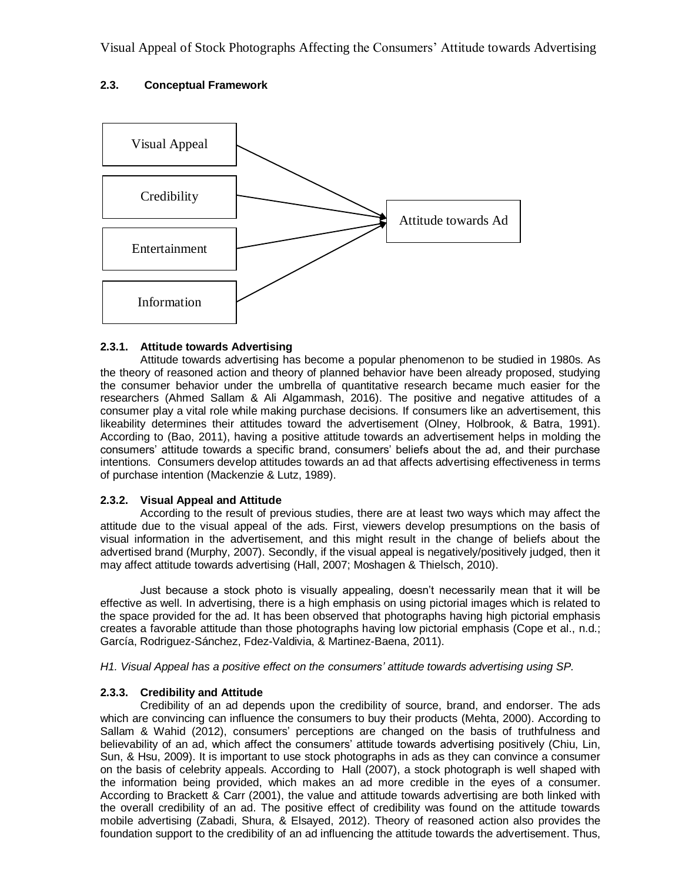## 2.3. Conceptual Framework

Visual Appeal

Credibility

Entertainment

Information

Attitude towards Ad

### 2.3.1. Attitude towards Advertising

Attitude towards advertising has become a popular phenomenon to be studied in 1980s. As the theory of reasoned action and theory of planned behavior have been already proposed, studying the consumer behavior under the umbrella of quantitative research became much easier for the researchers (Ahmed Sallam & Ali Algammash, 2016). The positive and negative attitudes of a consumer play a vital role while making purchase decisions. If consumers like an advertisement, this likeability determines their attitudes toward the advertisement (Olney, Holbrook, & Batra, 1991). According to (Bao, 2011), having a positive attitude towards an advertisement helps in molding the consumers' attitude towards a specific brand, consumers' beliefs about the ad, and their purchase intentions. Consumers develop attitudes towards an ad that affects advertising effectiveness in terms of purchase intention (Mackenzie & Lutz, 1989).

### 2.3.2. Visual Appeal and Attitude

According to the result of previous studies, there are at least two ways which may affect the attitude due to the visual appeal of the ads. First, viewers develop presumptions on the basis of visual information in the advertisement, and this might result in the change of beliefs about the advertised brand (Murphy, 2007). Secondly, if the visual appeal is negatively/positively judged, then it may affect attitude towards advertising (Hall, 2007; Moshagen & Thielsch, 2010).

Just because a stock photo is visually appealing, doesn't necessarily mean that it will be effective as well. In advertising, there is a high emphasis on using pictorial images which is related to the space provided for the ad. It has been observed that photographs having high pictorial emphasis creates a favorable attitude than those photographs having low pictorial emphasis (Cope et al., n.d.; García, Rodriguez-Sánchez, Fdez-Valdivia, & Martinez-Baena, 2011).

*H1. Visual Appeal has a positive effect on the consumers' attitude towards advertising using SP.*

### 2.3.3. Credibility and Attitude

Credibility of an ad depends upon the credibility of source, brand, and endorser. The ads which are convincing can influence the consumers to buy their products (Mehta, 2000). According to Sallam & Wahid (2012), consumers' perceptions are changed on the basis of truthfulness and believability of an ad, which affect the consumers' attitude towards advertising positively (Chiu, Lin, Sun, & Hsu, 2009). It is important to use stock photographs in ads as they can convince a consumer on the basis of celebrity appeals. According to Hall (2007), a stock photograph is well shaped with the information being provided, which makes an ad more credible in the eyes of a consumer. According to Brackett & Carr (2001), the value and attitude towards advertising are both linked with the overall credibility of an ad. The positive effect of credibility was found on the attitude towards mobile advertising (Zabadi, Shura, & Elsayed, 2012). Theory of reasoned action also provides the foundation support to the credibility of an ad influencing the attitude towards the advertisement. Thus,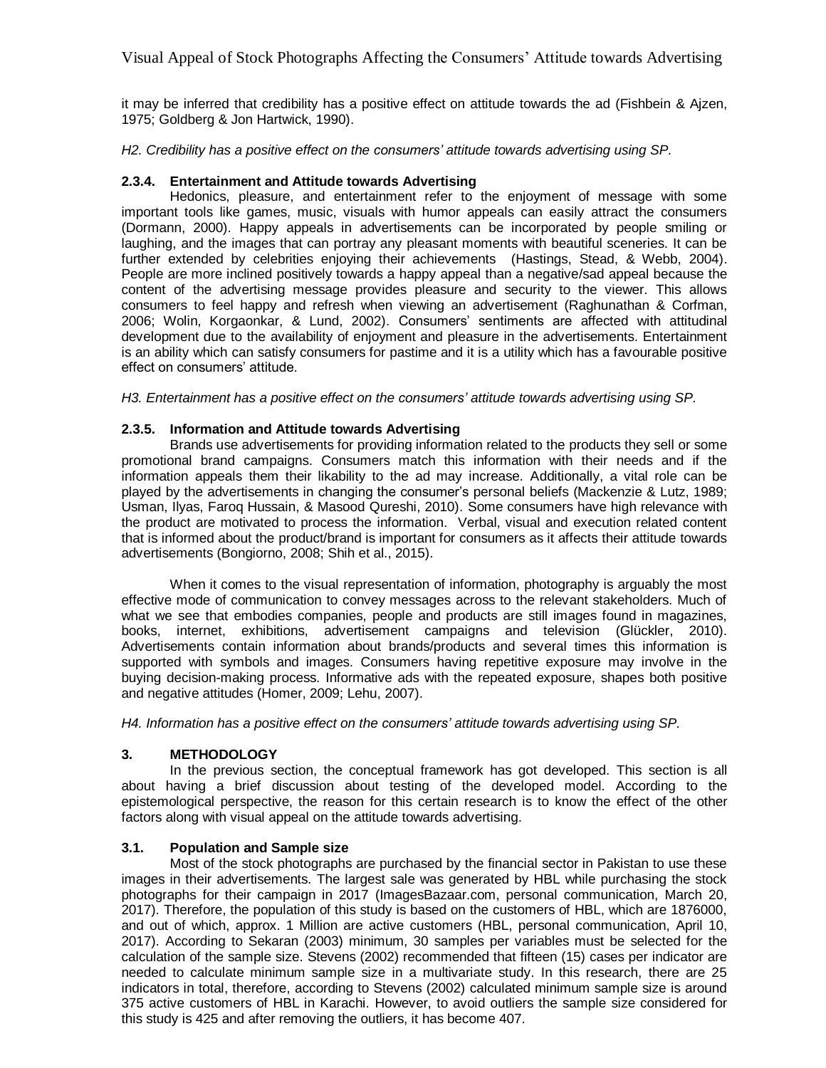it may be inferred that credibility has a positive effect on attitude towards the ad (Fishbein & Ajzen, 1975; Goldberg & Jon Hartwick, 1990).

*H2. Credibility has a positive effect on the consumers' attitude towards advertising using SP.*

### 2.3.4. Entertainment and Attitude towards Advertising

Hedonics, pleasure, and entertainment refer to the enjoyment of message with some important tools like games, music, visuals with humor appeals can easily attract the consumers (Dormann, 2000). Happy appeals in advertisements can be incorporated by people smiling or laughing, and the images that can portray any pleasant moments with beautiful sceneries. It can be further extended by celebrities enjoying their achievements (Hastings, Stead, & Webb, 2004). People are more inclined positively towards a happy appeal than a negative/sad appeal because the content of the advertising message provides pleasure and security to the viewer. This allows consumers to feel happy and refresh when viewing an advertisement (Raghunathan & Corfman, 2006; Wolin, Korgaonkar, & Lund, 2002). Consumers' sentiments are affected with attitudinal development due to the availability of enjoyment and pleasure in the advertisements. Entertainment is an ability which can satisfy consumers for pastime and it is a utility which has a favourable positive effect on consumers' attitude.

*H3. Entertainment has a positive effect on the consumers' attitude towards advertising using SP.*

### 2.3.5. Information and Attitude towards Advertising

Brands use advertisements for providing information related to the products they sell or some promotional brand campaigns. Consumers match this information with their needs and if the information appeals them their likability to the ad may increase. Additionally, a vital role can be played by the advertisements in changing the consumer's personal beliefs (Mackenzie & Lutz, 1989; Usman, Ilyas, Faroq Hussain, & Masood Qureshi, 2010). Some consumers have high relevance with the product are motivated to process the information. Verbal, visual and execution related content that is informed about the product/brand is important for consumers as it affects their attitude towards advertisements (Bongiorno, 2008; Shih et al., 2015).

When it comes to the visual representation of information, photography is arguably the most effective mode of communication to convey messages across to the relevant stakeholders. Much of what we see that embodies companies, people and products are still images found in magazines, books, internet, exhibitions, advertisement campaigns and television (Glückler, 2010). Advertisements contain information about brands/products and several times this information is supported with symbols and images. Consumers having repetitive exposure may involve in the buying decision-making process. Informative ads with the repeated exposure, shapes both positive and negative attitudes (Homer, 2009; Lehu, 2007).

*H4. Information has a positive effect on the consumers' attitude towards advertising using SP.*

## 3. METHODOLOGY

In the previous section, the conceptual framework has got developed. This section is all about having a brief discussion about testing of the developed model. According to the epistemological perspective, the reason for this certain research is to know the effect of the other factors along with visual appeal on the attitude towards advertising.

### 3.1. Population and Sample size

Most of the stock photographs are purchased by the financial sector in Pakistan to use these images in their advertisements. The largest sale was generated by HBL while purchasing the stock photographs for their campaign in 2017 (ImagesBazaar.com, personal communication, March 20, 2017). Therefore, the population of this study is based on the customers of HBL, which are 1876000, and out of which, approx. 1 Million are active customers (HBL, personal communication, April 10, 2017). According to Sekaran (2003) minimum, 30 samples per variables must be selected for the calculation of the sample size. Stevens (2002) recommended that fifteen (15) cases per indicator are needed to calculate minimum sample size in a multivariate study. In this research, there are 25 indicators in total, therefore, according to Stevens (2002) calculated minimum sample size is around 375 active customers of HBL in Karachi. However, to avoid outliers the sample size considered for this study is 425 and after removing the outliers, it has become 407.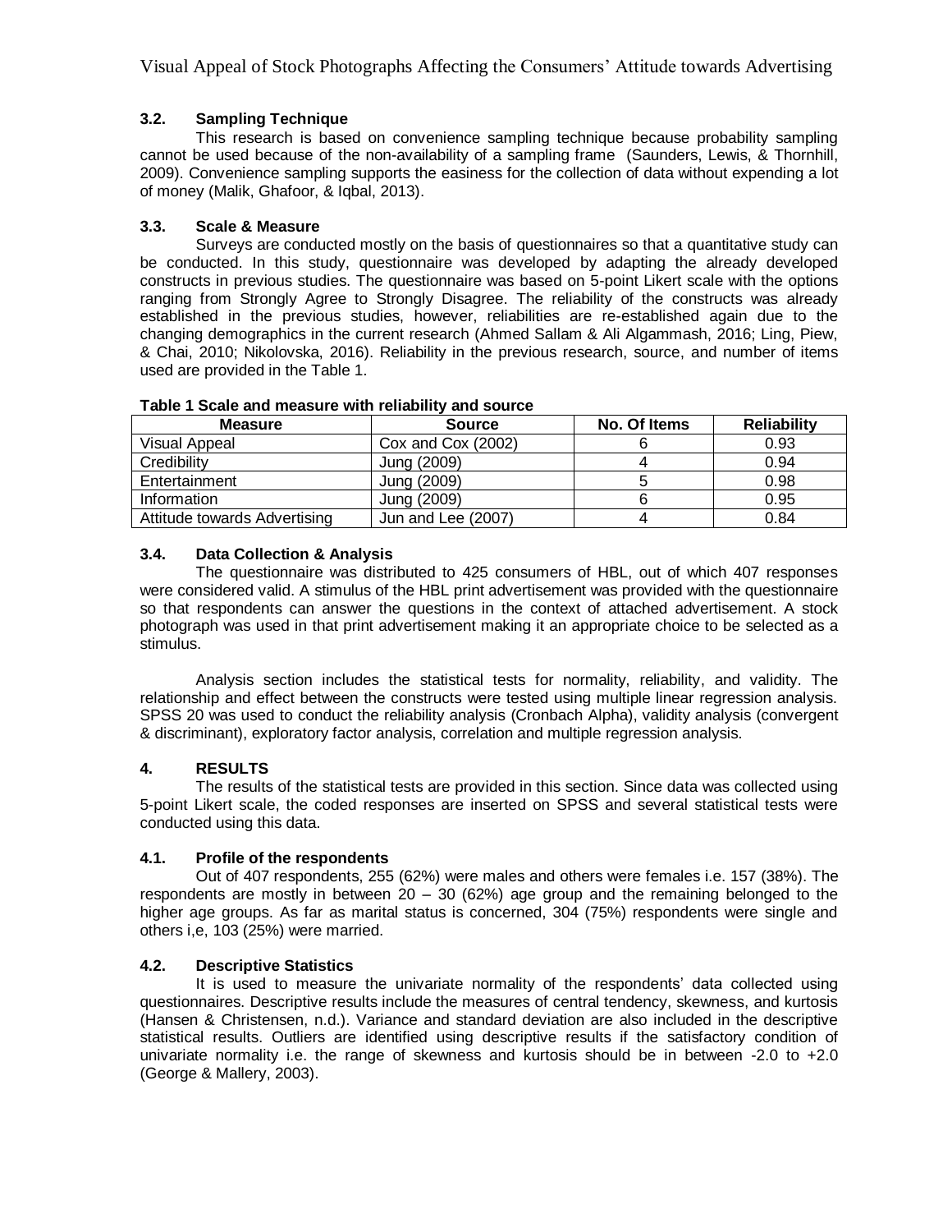### 3.2. Sampling Technique

This research is based on convenience sampling technique because probability sampling cannot be used because of the non-availability of a sampling frame (Saunders, Lewis, & Thornhill, 2009). Convenience sampling supports the easiness for the collection of data without expending a lot of money (Malik, Ghafoor, & Iqbal, 2013).

### 3.3. Scale & Measure

Surveys are conducted mostly on the basis of questionnaires so that a quantitative study can be conducted. In this study, questionnaire was developed by adapting the already developed constructs in previous studies. The questionnaire was based on 5-point Likert scale with the options ranging from Strongly Agree to Strongly Disagree. The reliability of the constructs was already established in the previous studies, however, reliabilities are re-established again due to the changing demographics in the current research (Ahmed Sallam & Ali Algammash, 2016; Ling, Piew, & Chai, 2010; Nikolovska, 2016). Reliability in the previous research, source, and number of items used are provided in the Table 1.

**Table 1 Scale and measure with reliability and source**

| Measure | Source | No. Of Items | Reliability |
|---|---|---|---|
| Visual Appeal | Cox and Cox (2002) | 6 | 0.93 |
| Credibility | Jung (2009) | 4 | 0.94 |
| Entertainment | Jung (2009) | 5 | 0.98 |
| Information | Jung (2009) | 6 | 0.95 |
| Attitude towards Advertising | Jun and Lee (2007) | 4 | 0.84 |

### 3.4. Data Collection & Analysis

The questionnaire was distributed to 425 consumers of HBL, out of which 407 responses were considered valid. A stimulus of the HBL print advertisement was provided with the questionnaire so that respondents can answer the questions in the context of attached advertisement. A stock photograph was used in that print advertisement making it an appropriate choice to be selected as a stimulus.

Analysis section includes the statistical tests for normality, reliability, and validity. The relationship and effect between the constructs were tested using multiple linear regression analysis. SPSS 20 was used to conduct the reliability analysis (Cronbach Alpha), validity analysis (convergent & discriminant), exploratory factor analysis, correlation and multiple regression analysis.

## 4. RESULTS

The results of the statistical tests are provided in this section. Since data was collected using 5-point Likert scale, the coded responses are inserted on SPSS and several statistical tests were conducted using this data.

### 4.1. Profile of the respondents

Out of 407 respondents, 255 (62%) were males and others were females i.e. 157 (38%). The respondents are mostly in between 20 – 30 (62%) age group and the remaining belonged to the higher age groups. As far as marital status is concerned, 304 (75%) respondents were single and others i,e, 103 (25%) were married.

### 4.2. Descriptive Statistics

It is used to measure the univariate normality of the respondents' data collected using questionnaires. Descriptive results include the measures of central tendency, skewness, and kurtosis (Hansen & Christensen, n.d.). Variance and standard deviation are also included in the descriptive statistical results. Outliers are identified using descriptive results if the satisfactory condition of univariate normality i.e. the range of skewness and kurtosis should be in between -2.0 to +2.0 (George & Mallery, 2003).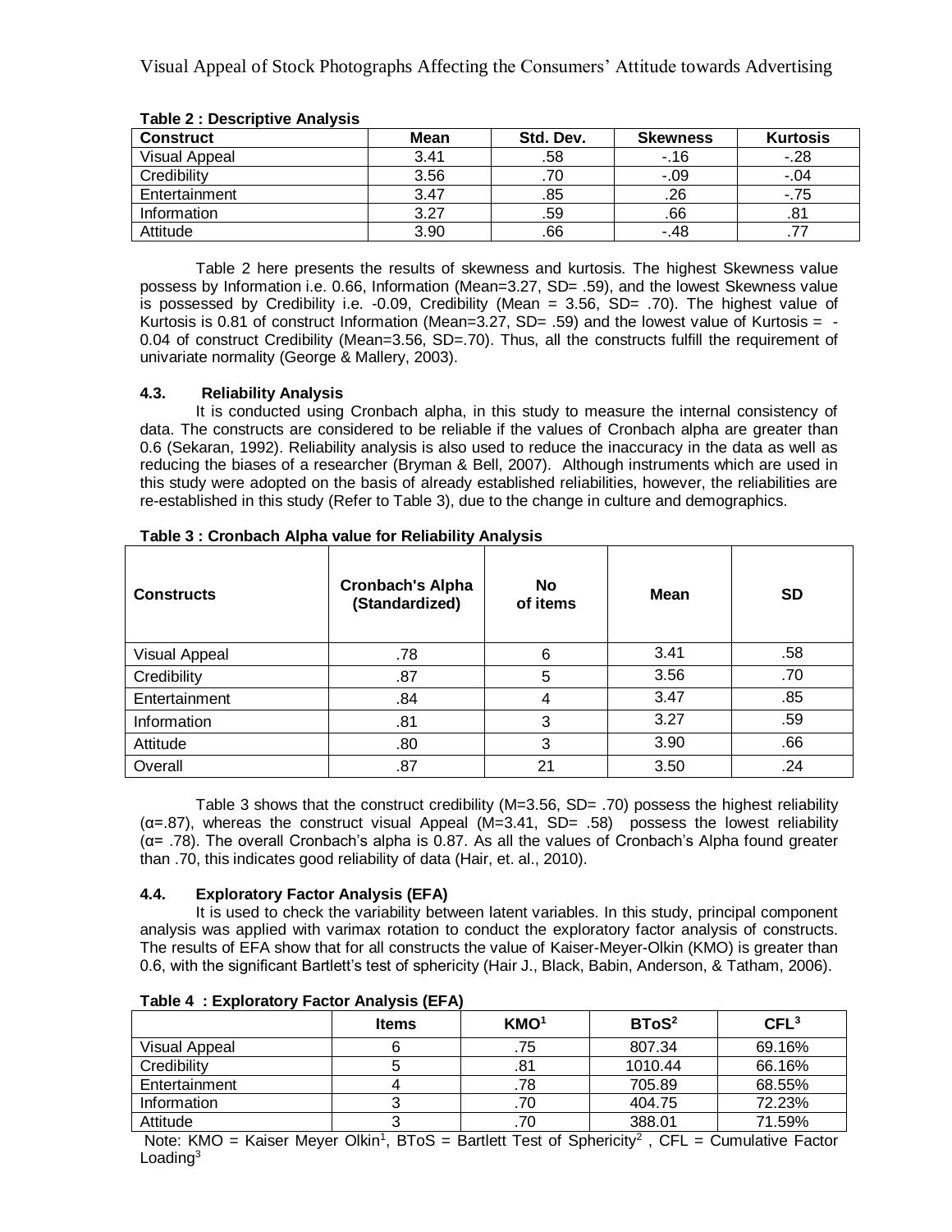**Table 2 : Descriptive Analysis**

| Construct | Mean | Std. Dev. | Skewness | Kurtosis |
|---|---|---|---|---|
| Visual Appeal | 3.41 | .58 | -.16 | -.28 |
| Credibility | 3.56 | .70 | -.09 | -.04 |
| Entertainment | 3.47 | .85 | .26 | -.75 |
| Information | 3.27 | .59 | .66 | .81 |
| Attitude | 3.90 | .66 | -.48 | .77 |

Table 2 here presents the results of skewness and kurtosis. The highest Skewness value possess by Information i.e. 0.66, Information (Mean=3.27, SD= .59), and the lowest Skewness value is possessed by Credibility i.e. -0.09, Credibility (Mean = 3.56, SD= .70). The highest value of Kurtosis is 0.81 of construct Information (Mean=3.27, SD= .59) and the lowest value of Kurtosis = -0.04 of construct Credibility (Mean=3.56, SD=.70). Thus, all the constructs fulfill the requirement of univariate normality (George & Mallery, 2003).

### 4.3. Reliability Analysis

It is conducted using Cronbach alpha, in this study to measure the internal consistency of data. The constructs are considered to be reliable if the values of Cronbach alpha are greater than 0.6 (Sekaran, 1992). Reliability analysis is also used to reduce the inaccuracy in the data as well as reducing the biases of a researcher (Bryman & Bell, 2007). Although instruments which are used in this study were adopted on the basis of already established reliabilities, however, the reliabilities are re-established in this study (Refer to Table 3), due to the change in culture and demographics.

**Table 3 : Cronbach Alpha value for Reliability Analysis**

| Constructs | Cronbach's Alpha (Standardized) | No of items | Mean | SD |
|---|---|---|---|---|
| Visual Appeal | .78 | 6 | 3.41 | .58 |
| Credibility | .87 | 5 | 3.56 | .70 |
| Entertainment | .84 | 4 | 3.47 | .85 |
| Information | .81 | 3 | 3.27 | .59 |
| Attitude | .80 | 3 | 3.90 | .66 |
| Overall | .87 | 21 | 3.50 | .24 |

Table 3 shows that the construct credibility (M=3.56, SD= .70) possess the highest reliability ($\alpha$=.87), whereas the construct visual Appeal (M=3.41, SD= .58) possess the lowest reliability ($\alpha$= .78). The overall Cronbach's alpha is 0.87. As all the values of Cronbach's Alpha found greater than .70, this indicates good reliability of data (Hair, et. al., 2010).

### 4.4. Exploratory Factor Analysis (EFA)

It is used to check the variability between latent variables. In this study, principal component analysis was applied with varimax rotation to conduct the exploratory factor analysis of constructs. The results of EFA show that for all constructs the value of Kaiser-Meyer-Olkin (KMO) is greater than 0.6, with the significant Bartlett's test of sphericity (Hair J., Black, Babin, Anderson, & Tatham, 2006).

**Table 4 : Exploratory Factor Analysis (EFA)**

| | Items | KMO[1] | BToS[2] | CFL[3] |
|---|---|---|---|---|
| Visual Appeal | 6 | .75 | 807.34 | 69.16% |
| Credibility | 5 | .81 | 1010.44 | 66.16% |
| Entertainment | 4 | .78 | 705.89 | 68.55% |
| Information | 3 | .70 | 404.75 | 72.23% |
| Attitude | 3 | .70 | 388.01 | 71.59% |

Note: KMO = Kaiser Meyer Olkin[1], BToS = Bartlett Test of Sphericity[2] , CFL = Cumulative Factor Loading[3]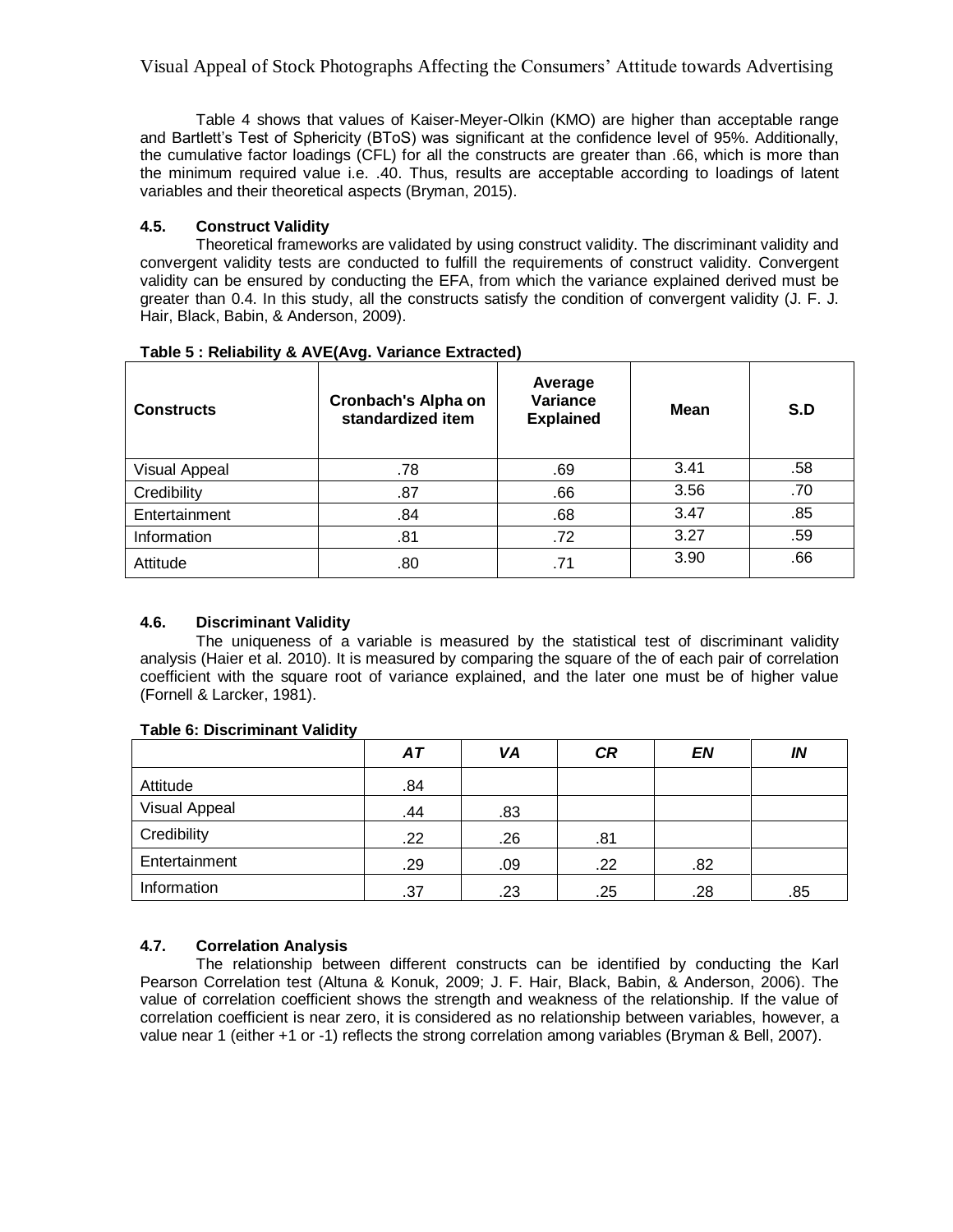Table 4 shows that values of Kaiser-Meyer-Olkin (KMO) are higher than acceptable range and Bartlett's Test of Sphericity (BToS) was significant at the confidence level of 95%. Additionally, the cumulative factor loadings (CFL) for all the constructs are greater than .66, which is more than the minimum required value i.e. .40. Thus, results are acceptable according to loadings of latent variables and their theoretical aspects (Bryman, 2015).

### 4.5. Construct Validity

Theoretical frameworks are validated by using construct validity. The discriminant validity and convergent validity tests are conducted to fulfill the requirements of construct validity. Convergent validity can be ensured by conducting the EFA, from which the variance explained derived must be greater than 0.4. In this study, all the constructs satisfy the condition of convergent validity (J. F. J. Hair, Black, Babin, & Anderson, 2009).

**Table 5 : Reliability & AVE(Avg. Variance Extracted)**

| Constructs | Cronbach's Alpha on standardized item | Average Variance Explained | Mean | S.D |
|---|---|---|---|---|
| Visual Appeal | .78 | .69 | 3.41 | .58 |
| Credibility | .87 | .66 | 3.56 | .70 |
| Entertainment | .84 | .68 | 3.47 | .85 |
| Information | .81 | .72 | 3.27 | .59 |
| Attitude | .80 | .71 | 3.90 | .66 |

### 4.6. Discriminant Validity

The uniqueness of a variable is measured by the statistical test of discriminant validity analysis (Haier et al. 2010). It is measured by comparing the square of the of each pair of correlation coefficient with the square root of variance explained, and the later one must be of higher value (Fornell & Larcker, 1981).

**Table 6: Discriminant Validity**

| | *AT* | *VA* | *CR* | *EN* | *IN* |
|---|---|---|---|---|---|
| Attitude | .84 | | | | |
| Visual Appeal | .44 | .83 | | | |
| Credibility | .22 | .26 | .81 | | |
| Entertainment | .29 | .09 | .22 | .82 | |
| Information | .37 | .23 | .25 | .28 | .85 |

### 4.7. Correlation Analysis

The relationship between different constructs can be identified by conducting the Karl Pearson Correlation test (Altuna & Konuk, 2009; J. F. Hair, Black, Babin, & Anderson, 2006). The value of correlation coefficient shows the strength and weakness of the relationship. If the value of correlation coefficient is near zero, it is considered as no relationship between variables, however, a value near 1 (either +1 or -1) reflects the strong correlation among variables (Bryman & Bell, 2007).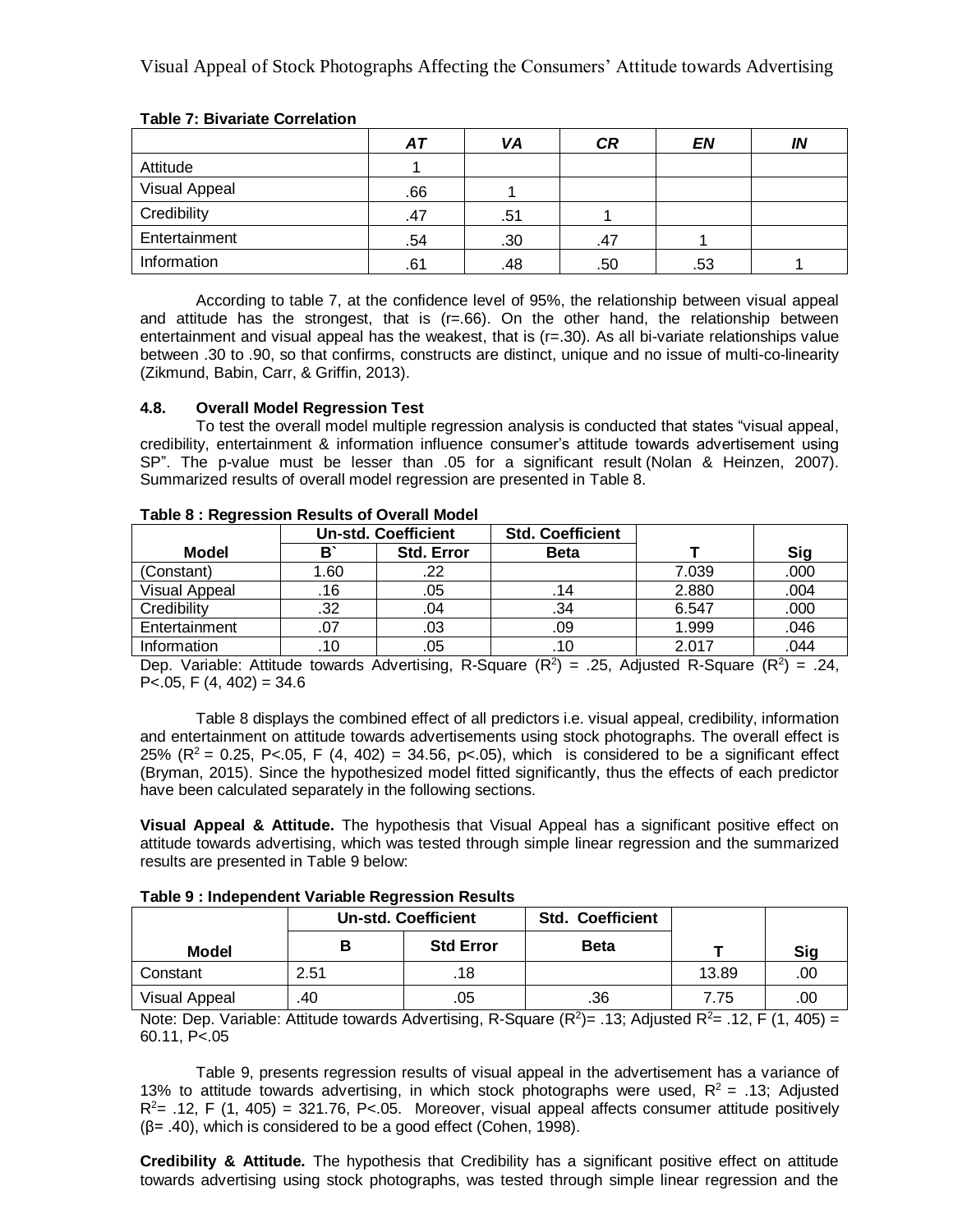**Table 7: Bivariate Correlation**

| | *AT* | *VA* | *CR* | *EN* | *IN* |
|---|---|---|---|---|---|
| Attitude | 1 | | | | |
| Visual Appeal | .66 | 1 | | | |
| Credibility | .47 | .51 | 1 | | |
| Entertainment | .54 | .30 | .47 | 1 | |
| Information | .61 | .48 | .50 | .53 | 1 |

According to table 7, at the confidence level of 95%, the relationship between visual appeal and attitude has the strongest, that is (r=.66). On the other hand, the relationship between entertainment and visual appeal has the weakest, that is (r=.30). As all bi-variate relationships value between .30 to .90, so that confirms, constructs are distinct, unique and no issue of multi-co-linearity (Zikmund, Babin, Carr, & Griffin, 2013).

### 4.8. Overall Model Regression Test

To test the overall model multiple regression analysis is conducted that states "visual appeal, credibility, entertainment & information influence consumer's attitude towards advertisement using SP". The p-value must be lesser than .05 for a significant result (Nolan & Heinzen, 2007). Summarized results of overall model regression are presented in Table 8.

**Table 8 : Regression Results of Overall Model**

| | Un-std. Coefficient | | Std. Coefficient | | |
|---|---|---|---|---|---|
| **Model** | **B`** | **Std. Error** | **Beta** | **T** | **Sig** |
| (Constant) | 1.60 | .22 | | 7.039 | .000 |
| Visual Appeal | .16 | .05 | .14 | 2.880 | .004 |
| Credibility | .32 | .04 | .34 | 6.547 | .000 |
| Entertainment | .07 | .03 | .09 | 1.999 | .046 |
| Information | .10 | .05 | .10 | 2.017 | .044 |

Dep. Variable: Attitude towards Advertising, R-Square ($R^2$) = .25, Adjusted R-Square ($R^2$) = .24, P<.05, F (4, 402) = 34.6

Table 8 displays the combined effect of all predictors i.e. visual appeal, credibility, information and entertainment on attitude towards advertisements using stock photographs. The overall effect is 25% ($R^2$ = 0.25, P<.05, F (4, 402) = 34.56, p<.05), which is considered to be a significant effect (Bryman, 2015). Since the hypothesized model fitted significantly, thus the effects of each predictor have been calculated separately in the following sections.

**Visual Appeal & Attitude.** The hypothesis that Visual Appeal has a significant positive effect on attitude towards advertising, which was tested through simple linear regression and the summarized results are presented in Table 9 below:

**Table 9 : Independent Variable Regression Results**

| | Un-std. Coefficient | | Std. Coefficient | | |
|---|---|---|---|---|---|
| **Model** | **B** | **Std Error** | **Beta** | **T** | **Sig** |
| Constant | 2.51 | .18 | | 13.89 | .00 |
| Visual Appeal | .40 | .05 | .36 | 7.75 | .00 |

Note: Dep. Variable: Attitude towards Advertising, R-Square ($R^2$)= .13; Adjusted $R^2$= .12, F (1, 405) = 60.11, P<.05

Table 9, presents regression results of visual appeal in the advertisement has a variance of 13% to attitude towards advertising, in which stock photographs were used, $R^2$ = .13; Adjusted $R^2$= .12, F (1, 405) = 321.76, P<.05. Moreover, visual appeal affects consumer attitude positively (β= .40), which is considered to be a good effect (Cohen, 1998).

**Credibility & Attitude.** The hypothesis that Credibility has a significant positive effect on attitude towards advertising using stock photographs, was tested through simple linear regression and the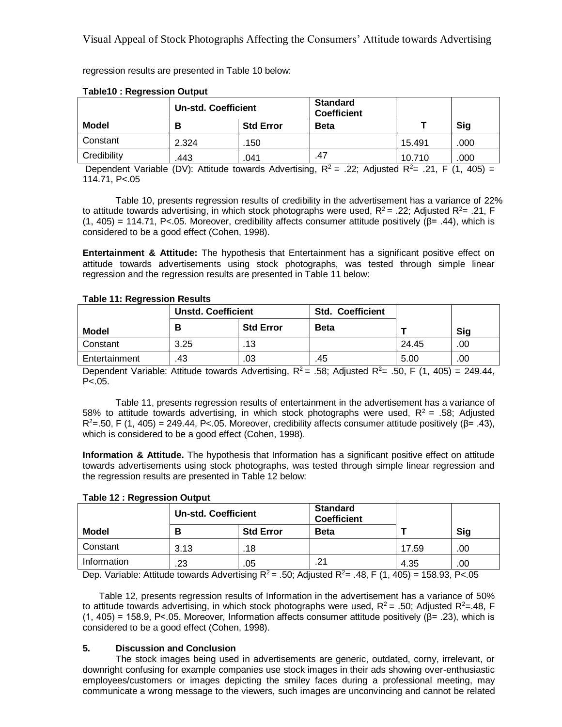regression results are presented in Table 10 below:

**Table10 : Regression Output**

| Model | Un-std. Coefficient | | Standard Coefficient | | |
|---|---|---|---|---|---|
| | B | Std Error | Beta | T | Sig |
| Constant | 2.324 | .150 | | 15.491 | .000 |
| Credibility | .443 | .041 | .47 | 10.710 | .000 |

Dependent Variable (DV): Attitude towards Advertising, $R^2 = .22$; Adjusted $R^2 = .21$, $F\ (1, 405) = 114.71$, $P<.05$

Table 10, presents regression results of credibility in the advertisement has a variance of 22% to attitude towards advertising, in which stock photographs were used, $R^2 = .22$; Adjusted $R^2 = .21$, $F\ (1, 405) = 114.71$, $P<.05$. Moreover, credibility affects consumer attitude positively ($\beta = .44$), which is considered to be a good effect (Cohen, 1998).

**Entertainment & Attitude:** The hypothesis that Entertainment has a significant positive effect on attitude towards advertisements using stock photographs, was tested through simple linear regression and the regression results are presented in Table 11 below:

**Table 11: Regression Results**

| Model | Unstd. Coefficient | | Std. Coefficient | | |
|---|---|---|---|---|---|
| | B | Std Error | Beta | T | Sig |
| Constant | 3.25 | .13 | | 24.45 | .00 |
| Entertainment | .43 | .03 | .45 | 5.00 | .00 |

Dependent Variable: Attitude towards Advertising, $R^2 = .58$; Adjusted $R^2 = .50$, $F\ (1, 405) = 249.44$, $P<.05$.

Table 11, presents regression results of entertainment in the advertisement has a variance of 58% to attitude towards advertising, in which stock photographs were used, $R^2 = .58$; Adjusted $R^2 = .50$, $F\ (1, 405) = 249.44$, $P<.05$. Moreover, credibility affects consumer attitude positively ($\beta = .43$), which is considered to be a good effect (Cohen, 1998).

**Information & Attitude.** The hypothesis that Information has a significant positive effect on attitude towards advertisements using stock photographs, was tested through simple linear regression and the regression results are presented in Table 12 below:

**Table 12 : Regression Output**

| Model | Un-std. Coefficient | | Standard Coefficient | | |
|---|---|---|---|---|---|
| | B | Std Error | Beta | T | Sig |
| Constant | 3.13 | .18 | | 17.59 | .00 |
| Information | .23 | .05 | .21 | 4.35 | .00 |

Dep. Variable: Attitude towards Advertising $R^2 = .50$; Adjusted $R^2 = .48$, $F\ (1, 405) = 158.93$, $P<.05$

Table 12, presents regression results of Information in the advertisement has a variance of 50% to attitude towards advertising, in which stock photographs were used, $R^2 = .50$; Adjusted $R^2 = .48$, $F\ (1, 405) = 158.9$, $P<.05$. Moreover, Information affects consumer attitude positively ($\beta = .23$), which is considered to be a good effect (Cohen, 1998).

## 5. Discussion and Conclusion

The stock images being used in advertisements are generic, outdated, corny, irrelevant, or downright confusing for example companies use stock images in their ads showing over-enthusiastic employees/customers or images depicting the smiley faces during a professional meeting, may communicate a wrong message to the viewers, such images are unconvincing and cannot be related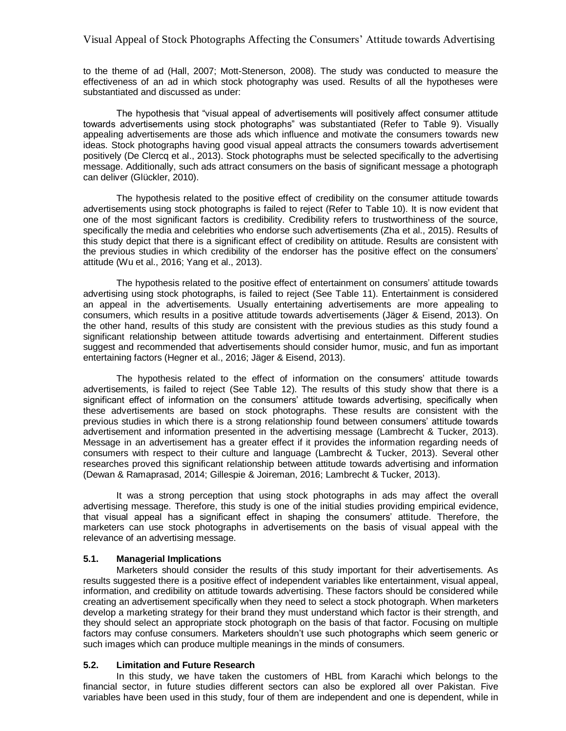to the theme of ad (Hall, 2007; Mott-Stenerson, 2008). The study was conducted to measure the effectiveness of an ad in which stock photography was used. Results of all the hypotheses were substantiated and discussed as under:

The hypothesis that "visual appeal of advertisements will positively affect consumer attitude towards advertisements using stock photographs" was substantiated (Refer to Table 9). Visually appealing advertisements are those ads which influence and motivate the consumers towards new ideas. Stock photographs having good visual appeal attracts the consumers towards advertisement positively (De Clercq et al., 2013). Stock photographs must be selected specifically to the advertising message. Additionally, such ads attract consumers on the basis of significant message a photograph can deliver (Glückler, 2010).

The hypothesis related to the positive effect of credibility on the consumer attitude towards advertisements using stock photographs is failed to reject (Refer to Table 10). It is now evident that one of the most significant factors is credibility. Credibility refers to trustworthiness of the source, specifically the media and celebrities who endorse such advertisements (Zha et al., 2015). Results of this study depict that there is a significant effect of credibility on attitude. Results are consistent with the previous studies in which credibility of the endorser has the positive effect on the consumers' attitude (Wu et al., 2016; Yang et al., 2013).

The hypothesis related to the positive effect of entertainment on consumers' attitude towards advertising using stock photographs, is failed to reject (See Table 11). Entertainment is considered an appeal in the advertisements. Usually entertaining advertisements are more appealing to consumers, which results in a positive attitude towards advertisements (Jäger & Eisend, 2013). On the other hand, results of this study are consistent with the previous studies as this study found a significant relationship between attitude towards advertising and entertainment. Different studies suggest and recommended that advertisements should consider humor, music, and fun as important entertaining factors (Hegner et al., 2016; Jäger & Eisend, 2013).

The hypothesis related to the effect of information on the consumers' attitude towards advertisements, is failed to reject (See Table 12). The results of this study show that there is a significant effect of information on the consumers' attitude towards advertising, specifically when these advertisements are based on stock photographs. These results are consistent with the previous studies in which there is a strong relationship found between consumers' attitude towards advertisement and information presented in the advertising message (Lambrecht & Tucker, 2013). Message in an advertisement has a greater effect if it provides the information regarding needs of consumers with respect to their culture and language (Lambrecht & Tucker, 2013). Several other researches proved this significant relationship between attitude towards advertising and information (Dewan & Ramaprasad, 2014; Gillespie & Joireman, 2016; Lambrecht & Tucker, 2013).

It was a strong perception that using stock photographs in ads may affect the overall advertising message. Therefore, this study is one of the initial studies providing empirical evidence, that visual appeal has a significant effect in shaping the consumers' attitude. Therefore, the marketers can use stock photographs in advertisements on the basis of visual appeal with the relevance of an advertising message.

### 5.1. Managerial Implications

Marketers should consider the results of this study important for their advertisements. As results suggested there is a positive effect of independent variables like entertainment, visual appeal, information, and credibility on attitude towards advertising. These factors should be considered while creating an advertisement specifically when they need to select a stock photograph. When marketers develop a marketing strategy for their brand they must understand which factor is their strength, and they should select an appropriate stock photograph on the basis of that factor. Focusing on multiple factors may confuse consumers. Marketers shouldn't use such photographs which seem generic or such images which can produce multiple meanings in the minds of consumers.

### 5.2. Limitation and Future Research

In this study, we have taken the customers of HBL from Karachi which belongs to the financial sector, in future studies different sectors can also be explored all over Pakistan. Five variables have been used in this study, four of them are independent and one is dependent, while in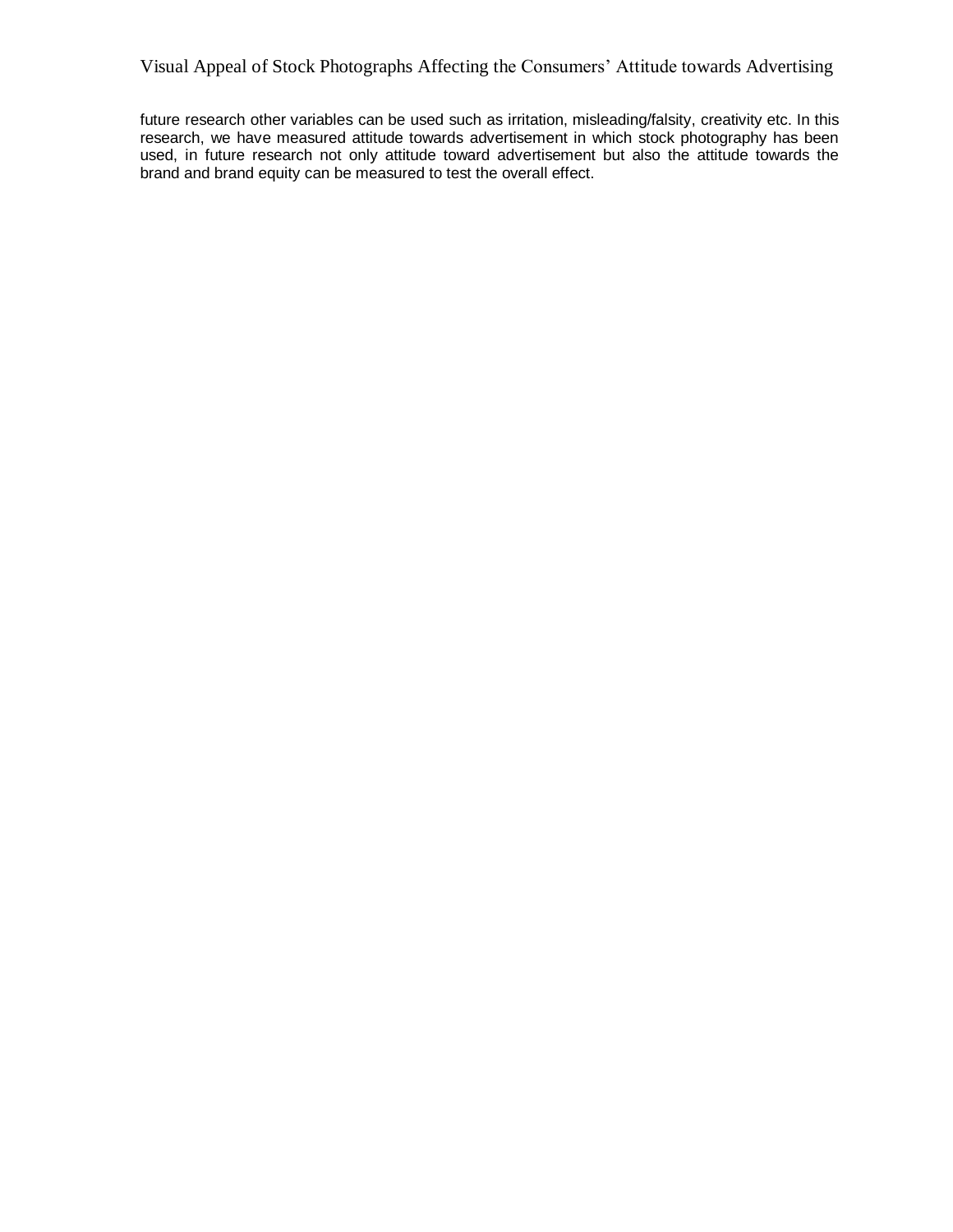future research other variables can be used such as irritation, misleading/falsity, creativity etc. In this research, we have measured attitude towards advertisement in which stock photography has been used, in future research not only attitude toward advertisement but also the attitude towards the brand and brand equity can be measured to test the overall effect.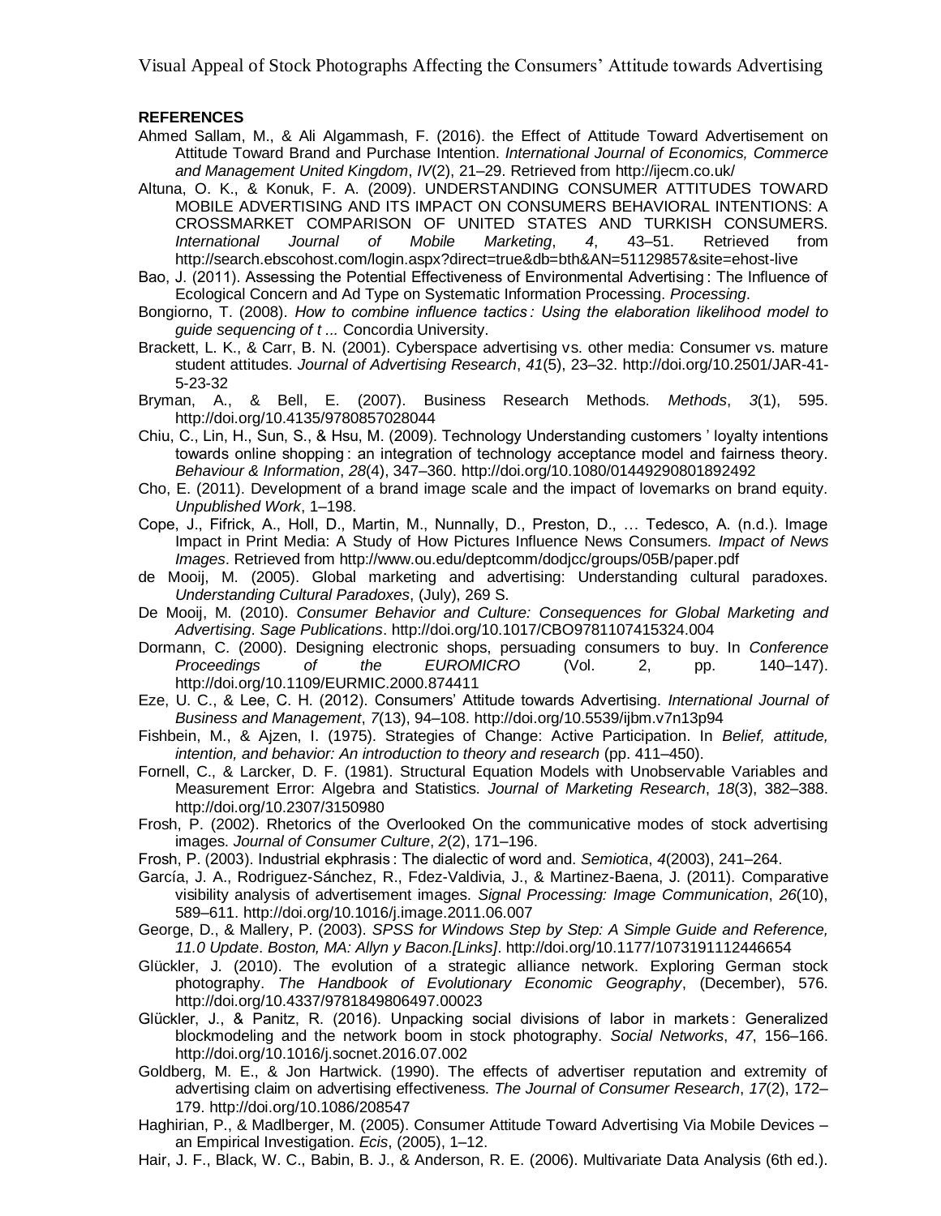## REFERENCES

Ahmed Sallam, M., & Ali Algammash, F. (2016). the Effect of Attitude Toward Advertisement on Attitude Toward Brand and Purchase Intention. *International Journal of Economics, Commerce and Management United Kingdom*, *IV*(2), 21–29. Retrieved from http://ijecm.co.uk/

Altuna, O. K., & Konuk, F. A. (2009). UNDERSTANDING CONSUMER ATTITUDES TOWARD MOBILE ADVERTISING AND ITS IMPACT ON CONSUMERS BEHAVIORAL INTENTIONS: A CROSSMARKET COMPARISON OF UNITED STATES AND TURKISH CONSUMERS. *International Journal of Mobile Marketing*, *4*, 43–51. Retrieved from http://search.ebscohost.com/login.aspx?direct=true&db=bth&AN=51129857&site=ehost-live

Bao, J. (2011). Assessing the Potential Effectiveness of Environmental Advertising : The Influence of Ecological Concern and Ad Type on Systematic Information Processing. *Processing*.

Bongiorno, T. (2008). *How to combine influence tactics : Using the elaboration likelihood model to guide sequencing of t ...* Concordia University.

Brackett, L. K., & Carr, B. N. (2001). Cyberspace advertising vs. other media: Consumer vs. mature student attitudes. *Journal of Advertising Research*, *41*(5), 23–32. http://doi.org/10.2501/JAR-41-5-23-32

Bryman, A., & Bell, E. (2007). Business Research Methods. *Methods*, *3*(1), 595. http://doi.org/10.4135/9780857028044

Chiu, C., Lin, H., Sun, S., & Hsu, M. (2009). Technology Understanding customers ' loyalty intentions towards online shopping : an integration of technology acceptance model and fairness theory. *Behaviour & Information*, *28*(4), 347–360. http://doi.org/10.1080/01449290801892492

Cho, E. (2011). Development of a brand image scale and the impact of lovemarks on brand equity. *Unpublished Work*, 1–198.

Cope, J., Fifrick, A., Holl, D., Martin, M., Nunnally, D., Preston, D., … Tedesco, A. (n.d.). Image Impact in Print Media: A Study of How Pictures Influence News Consumers. *Impact of News Images*. Retrieved from http://www.ou.edu/deptcomm/dodjcc/groups/05B/paper.pdf

de Mooij, M. (2005). Global marketing and advertising: Understanding cultural paradoxes. *Understanding Cultural Paradoxes*, (July), 269 S.

De Mooij, M. (2010). *Consumer Behavior and Culture: Consequences for Global Marketing and Advertising*. *Sage Publications*. http://doi.org/10.1017/CBO9781107415324.004

Dormann, C. (2000). Designing electronic shops, persuading consumers to buy. In *Conference Proceedings of the EUROMICRO* (Vol. 2, pp. 140–147). http://doi.org/10.1109/EURMIC.2000.874411

Eze, U. C., & Lee, C. H. (2012). Consumers' Attitude towards Advertising. *International Journal of Business and Management*, *7*(13), 94–108. http://doi.org/10.5539/ijbm.v7n13p94

Fishbein, M., & Ajzen, I. (1975). Strategies of Change: Active Participation. In *Belief, attitude, intention, and behavior: An introduction to theory and research* (pp. 411–450).

Fornell, C., & Larcker, D. F. (1981). Structural Equation Models with Unobservable Variables and Measurement Error: Algebra and Statistics. *Journal of Marketing Research*, *18*(3), 382–388. http://doi.org/10.2307/3150980

Frosh, P. (2002). Rhetorics of the Overlooked On the communicative modes of stock advertising images. *Journal of Consumer Culture*, *2*(2), 171–196.

Frosh, P. (2003). Industrial ekphrasis : The dialectic of word and. *Semiotica*, *4*(2003), 241–264.

García, J. A., Rodriguez-Sánchez, R., Fdez-Valdivia, J., & Martinez-Baena, J. (2011). Comparative visibility analysis of advertisement images. *Signal Processing: Image Communication*, *26*(10), 589–611. http://doi.org/10.1016/j.image.2011.06.007

George, D., & Mallery, P. (2003). *SPSS for Windows Step by Step: A Simple Guide and Reference, 11.0 Update*. *Boston, MA: Allyn y Bacon.[Links]*. http://doi.org/10.1177/1073191112446654

Glückler, J. (2010). The evolution of a strategic alliance network. Exploring German stock photography. *The Handbook of Evolutionary Economic Geography*, (December), 576. http://doi.org/10.4337/9781849806497.00023

Glückler, J., & Panitz, R. (2016). Unpacking social divisions of labor in markets : Generalized blockmodeling and the network boom in stock photography. *Social Networks*, *47*, 156–166. http://doi.org/10.1016/j.socnet.2016.07.002

Goldberg, M. E., & Jon Hartwick. (1990). The effects of advertiser reputation and extremity of advertising claim on advertising effectiveness. *The Journal of Consumer Research*, *17*(2), 172–179. http://doi.org/10.1086/208547

Haghirian, P., & Madlberger, M. (2005). Consumer Attitude Toward Advertising Via Mobile Devices – an Empirical Investigation. *Ecis*, (2005), 1–12.

Hair, J. F., Black, W. C., Babin, B. J., & Anderson, R. E. (2006). Multivariate Data Analysis (6th ed.).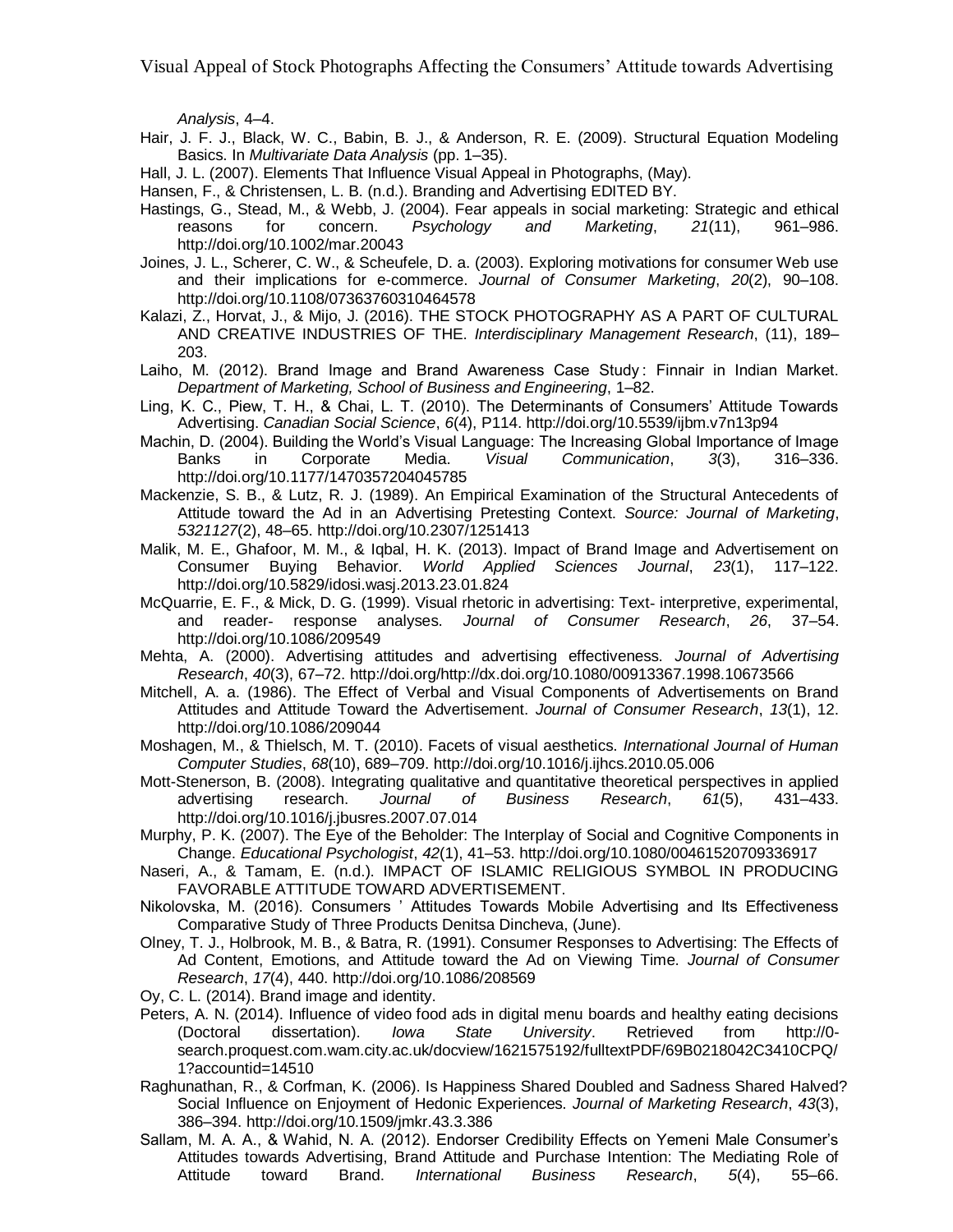*Analysis*, 4–4.

Hair, J. F. J., Black, W. C., Babin, B. J., & Anderson, R. E. (2009). Structural Equation Modeling Basics. In *Multivariate Data Analysis* (pp. 1–35).

Hall, J. L. (2007). Elements That Influence Visual Appeal in Photographs, (May).

Hansen, F., & Christensen, L. B. (n.d.). Branding and Advertising EDITED BY.

Hastings, G., Stead, M., & Webb, J. (2004). Fear appeals in social marketing: Strategic and ethical reasons for concern. *Psychology and Marketing*, *21*(11), 961–986. http://doi.org/10.1002/mar.20043

Joines, J. L., Scherer, C. W., & Scheufele, D. a. (2003). Exploring motivations for consumer Web use and their implications for e-commerce. *Journal of Consumer Marketing*, *20*(2), 90–108. http://doi.org/10.1108/07363760310464578

Kalazi, Z., Horvat, J., & Mijo, J. (2016). THE STOCK PHOTOGRAPHY AS A PART OF CULTURAL AND CREATIVE INDUSTRIES OF THE. *Interdisciplinary Management Research*, (11), 189–203.

Laiho, M. (2012). Brand Image and Brand Awareness Case Study : Finnair in Indian Market. *Department of Marketing, School of Business and Engineering*, 1–82.

Ling, K. C., Piew, T. H., & Chai, L. T. (2010). The Determinants of Consumers' Attitude Towards Advertising. *Canadian Social Science*, *6*(4), P114. http://doi.org/10.5539/ijbm.v7n13p94

Machin, D. (2004). Building the World's Visual Language: The Increasing Global Importance of Image Banks in Corporate Media. *Visual Communication*, *3*(3), 316–336. http://doi.org/10.1177/1470357204045785

Mackenzie, S. B., & Lutz, R. J. (1989). An Empirical Examination of the Structural Antecedents of Attitude toward the Ad in an Advertising Pretesting Context. *Source: Journal of Marketing*, *5321127*(2), 48–65. http://doi.org/10.2307/1251413

Malik, M. E., Ghafoor, M. M., & Iqbal, H. K. (2013). Impact of Brand Image and Advertisement on Consumer Buying Behavior. *World Applied Sciences Journal*, *23*(1), 117–122. http://doi.org/10.5829/idosi.wasj.2013.23.01.824

McQuarrie, E. F., & Mick, D. G. (1999). Visual rhetoric in advertising: Text- interpretive, experimental, and reader- response analyses. *Journal of Consumer Research*, *26*, 37–54. http://doi.org/10.1086/209549

Mehta, A. (2000). Advertising attitudes and advertising effectiveness. *Journal of Advertising Research*, *40*(3), 67–72. http://doi.org/http://dx.doi.org/10.1080/00913367.1998.10673566

Mitchell, A. a. (1986). The Effect of Verbal and Visual Components of Advertisements on Brand Attitudes and Attitude Toward the Advertisement. *Journal of Consumer Research*, *13*(1), 12. http://doi.org/10.1086/209044

Moshagen, M., & Thielsch, M. T. (2010). Facets of visual aesthetics. *International Journal of Human Computer Studies*, *68*(10), 689–709. http://doi.org/10.1016/j.ijhcs.2010.05.006

Mott-Stenerson, B. (2008). Integrating qualitative and quantitative theoretical perspectives in applied advertising research. *Journal of Business Research*, *61*(5), 431–433. http://doi.org/10.1016/j.jbusres.2007.07.014

Murphy, P. K. (2007). The Eye of the Beholder: The Interplay of Social and Cognitive Components in Change. *Educational Psychologist*, *42*(1), 41–53. http://doi.org/10.1080/00461520709336917

Naseri, A., & Tamam, E. (n.d.). IMPACT OF ISLAMIC RELIGIOUS SYMBOL IN PRODUCING FAVORABLE ATTITUDE TOWARD ADVERTISEMENT.

Nikolovska, M. (2016). Consumers ' Attitudes Towards Mobile Advertising and Its Effectiveness Comparative Study of Three Products Denitsa Dincheva, (June).

Olney, T. J., Holbrook, M. B., & Batra, R. (1991). Consumer Responses to Advertising: The Effects of Ad Content, Emotions, and Attitude toward the Ad on Viewing Time. *Journal of Consumer Research*, *17*(4), 440. http://doi.org/10.1086/208569

Oy, C. L. (2014). Brand image and identity.

Peters, A. N. (2014). Influence of video food ads in digital menu boards and healthy eating decisions (Doctoral dissertation). *Iowa State University*. Retrieved from http://0-search.proquest.com.wam.city.ac.uk/docview/1621575192/fulltextPDF/69B0218042C3410CPQ/1?accountid=14510

Raghunathan, R., & Corfman, K. (2006). Is Happiness Shared Doubled and Sadness Shared Halved? Social Influence on Enjoyment of Hedonic Experiences. *Journal of Marketing Research*, *43*(3), 386–394. http://doi.org/10.1509/jmkr.43.3.386

Sallam, M. A. A., & Wahid, N. A. (2012). Endorser Credibility Effects on Yemeni Male Consumer's Attitudes towards Advertising, Brand Attitude and Purchase Intention: The Mediating Role of Attitude toward Brand. *International Business Research*, *5*(4), 55–66.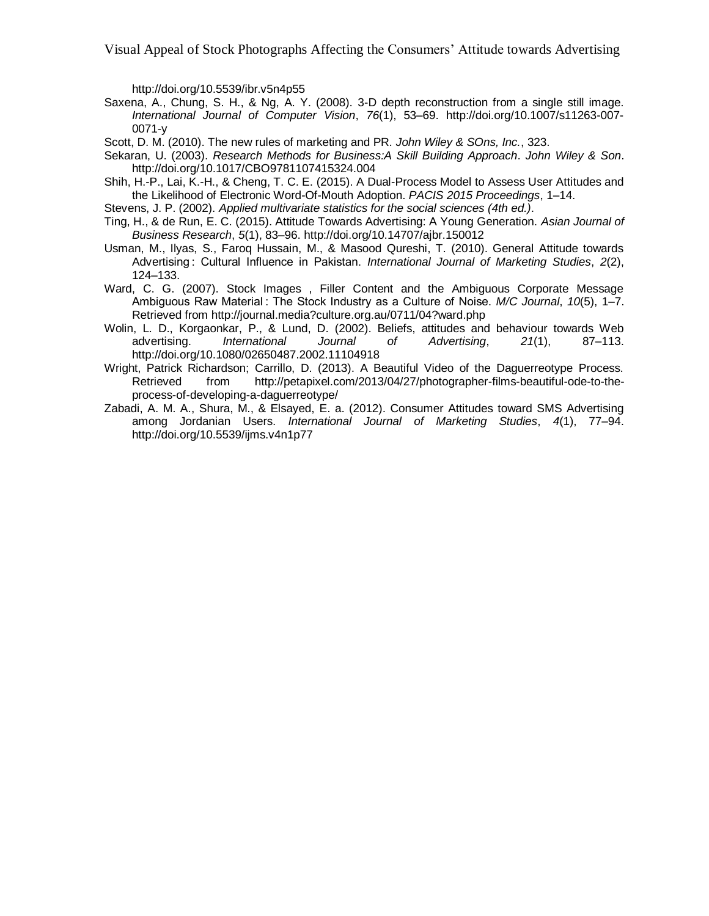http://doi.org/10.5539/ibr.v5n4p55

Saxena, A., Chung, S. H., & Ng, A. Y. (2008). 3-D depth reconstruction from a single still image. *International Journal of Computer Vision*, *76*(1), 53–69. http://doi.org/10.1007/s11263-007-0071-y

Scott, D. M. (2010). The new rules of marketing and PR. *John Wiley & SOns, Inc.*, 323.

Sekaran, U. (2003). *Research Methods for Business:A Skill Building Approach*. *John Wiley & Son*. http://doi.org/10.1017/CBO9781107415324.004

Shih, H.-P., Lai, K.-H., & Cheng, T. C. E. (2015). A Dual-Process Model to Assess User Attitudes and the Likelihood of Electronic Word-Of-Mouth Adoption. *PACIS 2015 Proceedings*, 1–14.

Stevens, J. P. (2002). *Applied multivariate statistics for the social sciences (4th ed.)*.

Ting, H., & de Run, E. C. (2015). Attitude Towards Advertising: A Young Generation. *Asian Journal of Business Research*, *5*(1), 83–96. http://doi.org/10.14707/ajbr.150012

Usman, M., Ilyas, S., Faroq Hussain, M., & Masood Qureshi, T. (2010). General Attitude towards Advertising : Cultural Influence in Pakistan. *International Journal of Marketing Studies*, *2*(2), 124–133.

Ward, C. G. (2007). Stock Images , Filler Content and the Ambiguous Corporate Message Ambiguous Raw Material : The Stock Industry as a Culture of Noise. *M/C Journal*, *10*(5), 1–7. Retrieved from http://journal.media?culture.org.au/0711/04?ward.php

Wolin, L. D., Korgaonkar, P., & Lund, D. (2002). Beliefs, attitudes and behaviour towards Web advertising. *International Journal of Advertising*, *21*(1), 87–113. http://doi.org/10.1080/02650487.2002.11104918

Wright, Patrick Richardson; Carrillo, D. (2013). A Beautiful Video of the Daguerreotype Process. Retrieved from http://petapixel.com/2013/04/27/photographer-films-beautiful-ode-to-the-process-of-developing-a-daguerreotype/

Zabadi, A. M. A., Shura, M., & Elsayed, E. a. (2012). Consumer Attitudes toward SMS Advertising among Jordanian Users. *International Journal of Marketing Studies*, *4*(1), 77–94. http://doi.org/10.5539/ijms.v4n1p77